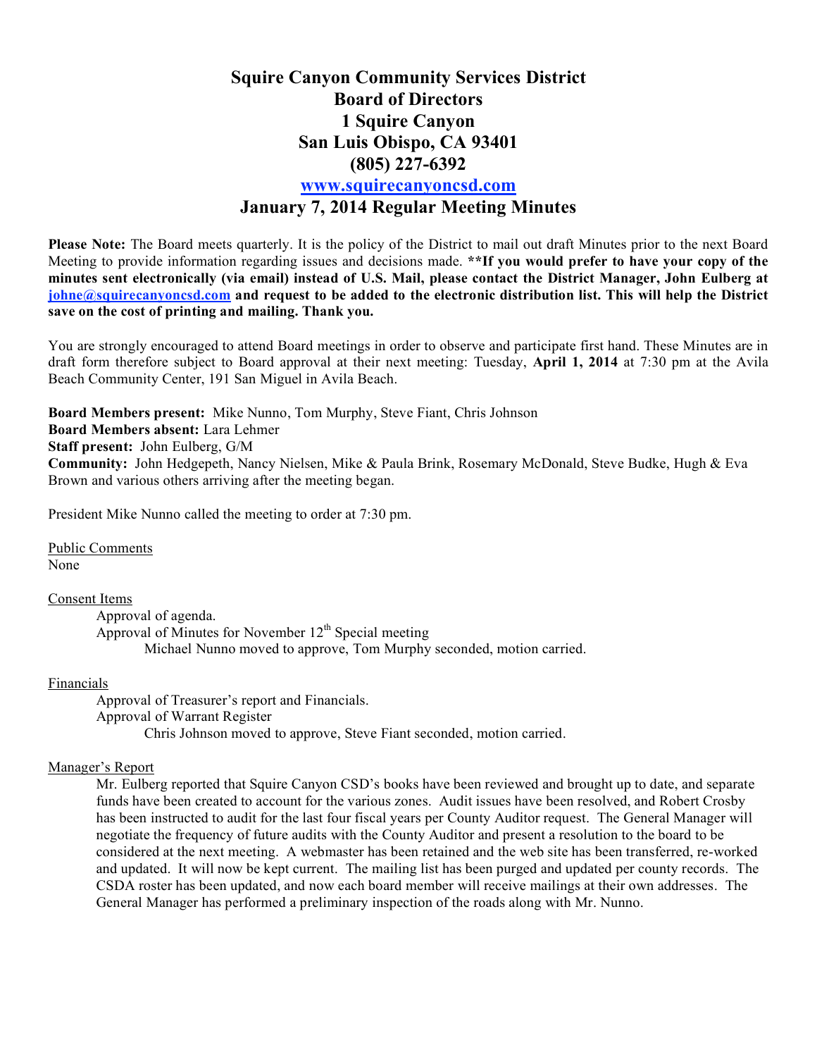# Squire Canyon Community Services District
## Board of Directors
## 1 Squire Canyon
## San Luis Obispo, CA 93401
## (805) 227-6392
## [www.squirecanyoncsd.com](http://www.squirecanyoncsd.com)
## January 7, 2014 Regular Meeting Minutes

**Please Note:** The Board meets quarterly. It is the policy of the District to mail out draft Minutes prior to the next Board Meeting to provide information regarding issues and decisions made. **\*\*If you would prefer to have your copy of the minutes sent electronically (via email) instead of U.S. Mail, please contact the District Manager, John Eulberg at [johne@squirecanyoncsd.com](mailto:johne@squirecanyoncsd.com) and request to be added to the electronic distribution list. This will help the District save on the cost of printing and mailing. Thank you.**

You are strongly encouraged to attend Board meetings in order to observe and participate first hand. These Minutes are in draft form therefore subject to Board approval at their next meeting: Tuesday, **April 1, 2014** at 7:30 pm at the Avila Beach Community Center, 191 San Miguel in Avila Beach.

**Board Members present:** Mike Nunno, Tom Murphy, Steve Fiant, Chris Johnson
**Board Members absent:** Lara Lehmer
**Staff present:** John Eulberg, G/M
**Community:** John Hedgepeth, Nancy Nielsen, Mike & Paula Brink, Rosemary McDonald, Steve Budke, Hugh & Eva Brown and various others arriving after the meeting began.

President Mike Nunno called the meeting to order at 7:30 pm.

Public Comments
None

Consent Items

Approval of agenda.
Approval of Minutes for November 12th Special meeting

Michael Nunno moved to approve, Tom Murphy seconded, motion carried.

Financials

Approval of Treasurer's report and Financials.
Approval of Warrant Register

Chris Johnson moved to approve, Steve Fiant seconded, motion carried.

Manager's Report

Mr. Eulberg reported that Squire Canyon CSD's books have been reviewed and brought up to date, and separate funds have been created to account for the various zones. Audit issues have been resolved, and Robert Crosby has been instructed to audit for the last four fiscal years per County Auditor request. The General Manager will negotiate the frequency of future audits with the County Auditor and present a resolution to the board to be considered at the next meeting. A webmaster has been retained and the web site has been transferred, re-worked and updated. It will now be kept current. The mailing list has been purged and updated per county records. The CSDA roster has been updated, and now each board member will receive mailings at their own addresses. The General Manager has performed a preliminary inspection of the roads along with Mr. Nunno.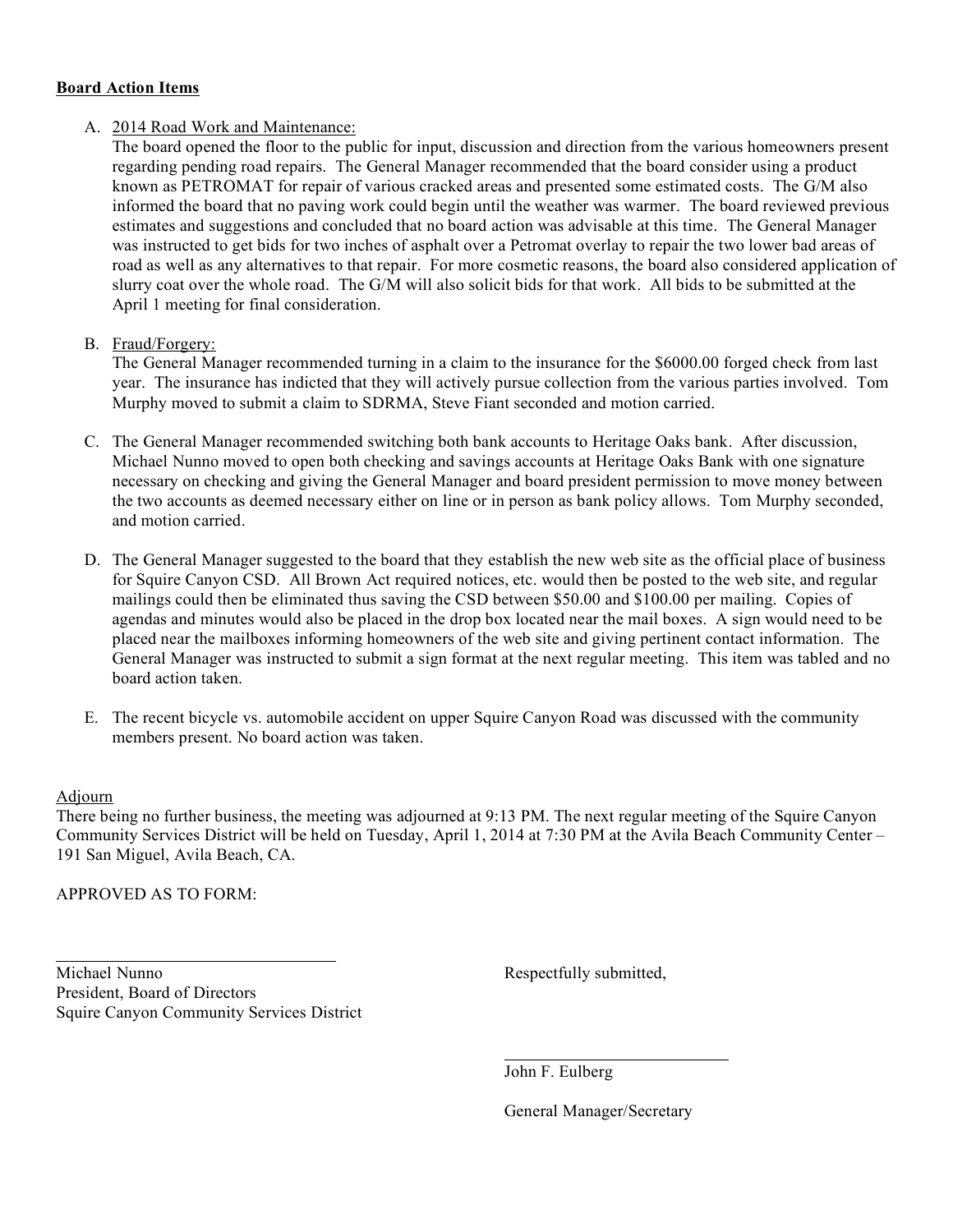**Board Action Items**

A. 2014 Road Work and Maintenance:
   The board opened the floor to the public for input, discussion and direction from the various homeowners present regarding pending road repairs. The General Manager recommended that the board consider using a product known as PETROMAT for repair of various cracked areas and presented some estimated costs. The G/M also informed the board that no paving work could begin until the weather was warmer. The board reviewed previous estimates and suggestions and concluded that no board action was advisable at this time. The General Manager was instructed to get bids for two inches of asphalt over a Petromat overlay to repair the two lower bad areas of road as well as any alternatives to that repair. For more cosmetic reasons, the board also considered application of slurry coat over the whole road. The G/M will also solicit bids for that work. All bids to be submitted at the April 1 meeting for final consideration.

B. Fraud/Forgery:
   The General Manager recommended turning in a claim to the insurance for the $6000.00 forged check from last year. The insurance has indicted that they will actively pursue collection from the various parties involved. Tom Murphy moved to submit a claim to SDRMA, Steve Fiant seconded and motion carried.

C. The General Manager recommended switching both bank accounts to Heritage Oaks bank. After discussion, Michael Nunno moved to open both checking and savings accounts at Heritage Oaks Bank with one signature necessary on checking and giving the General Manager and board president permission to move money between the two accounts as deemed necessary either on line or in person as bank policy allows. Tom Murphy seconded, and motion carried.

D. The General Manager suggested to the board that they establish the new web site as the official place of business for Squire Canyon CSD. All Brown Act required notices, etc. would then be posted to the web site, and regular mailings could then be eliminated thus saving the CSD between $50.00 and $100.00 per mailing. Copies of agendas and minutes would also be placed in the drop box located near the mail boxes. A sign would need to be placed near the mailboxes informing homeowners of the web site and giving pertinent contact information. The General Manager was instructed to submit a sign format at the next regular meeting. This item was tabled and no board action taken.

E. The recent bicycle vs. automobile accident on upper Squire Canyon Road was discussed with the community members present. No board action was taken.

Adjourn

There being no further business, the meeting was adjourned at 9:13 PM. The next regular meeting of the Squire Canyon Community Services District will be held on Tuesday, April 1, 2014 at 7:30 PM at the Avila Beach Community Center – 191 San Miguel, Avila Beach, CA.

APPROVED AS TO FORM:

_______________________________

Michael Nunno
President, Board of Directors
Squire Canyon Community Services District

Respectfully submitted,

_______________________________

John F. Eulberg

General Manager/Secretary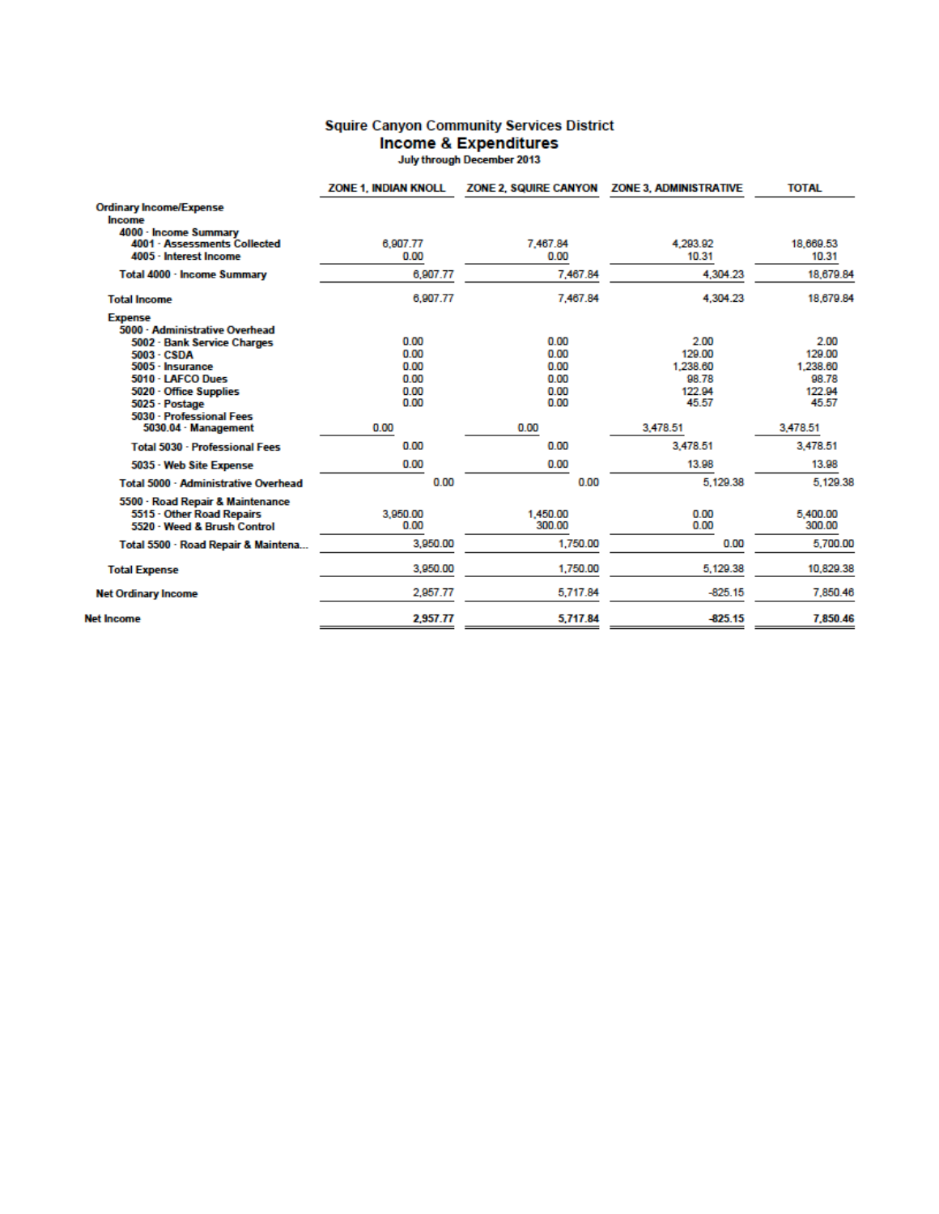# Squire Canyon Community Services District

## Income & Expenditures

July through December 2013

| | ZONE 1, INDIAN KNOLL | ZONE 2, SQUIRE CANYON | ZONE 3, ADMINISTRATIVE | TOTAL |
|---|---|---|---|---|
| **Ordinary Income/Expense** | | | | |
| **Income** | | | | |
| **4000 · Income Summary** | | | | |
| **4001 · Assessments Collected** | 6,907.77 | 7,467.84 | 4,293.92 | 18,669.53 |
| **4005 · Interest Income** | 0.00 | 0.00 | 10.31 | 10.31 |
| **Total 4000 · Income Summary** | 6,907.77 | 7,467.84 | 4,304.23 | 18,679.84 |
| **Total Income** | 6,907.77 | 7,467.84 | 4,304.23 | 18,679.84 |
| **Expense** | | | | |
| **5000 · Administrative Overhead** | | | | |
| **5002 · Bank Service Charges** | 0.00 | 0.00 | 2.00 | 2.00 |
| **5003 · CSDA** | 0.00 | 0.00 | 129.00 | 129.00 |
| **5005 · Insurance** | 0.00 | 0.00 | 1,238.60 | 1,238.60 |
| **5010 · LAFCO Dues** | 0.00 | 0.00 | 98.78 | 98.78 |
| **5020 · Office Supplies** | 0.00 | 0.00 | 122.94 | 122.94 |
| **5025 · Postage** | 0.00 | 0.00 | 45.57 | 45.57 |
| **5030 · Professional Fees** | | | | |
| **5030.04 · Management** | 0.00 | 0.00 | 3,478.51 | 3,478.51 |
| **Total 5030 · Professional Fees** | 0.00 | 0.00 | 3,478.51 | 3,478.51 |
| **5035 · Web Site Expense** | 0.00 | 0.00 | 13.98 | 13.98 |
| **Total 5000 · Administrative Overhead** | 0.00 | 0.00 | 5,129.38 | 5,129.38 |
| **5500 · Road Repair & Maintenance** | | | | |
| **5515 · Other Road Repairs** | 3,950.00 | 1,450.00 | 0.00 | 5,400.00 |
| **5520 · Weed & Brush Control** | 0.00 | 300.00 | 0.00 | 300.00 |
| **Total 5500 · Road Repair & Maintena...** | 3,950.00 | 1,750.00 | 0.00 | 5,700.00 |
| **Total Expense** | 3,950.00 | 1,750.00 | 5,129.38 | 10,829.38 |
| **Net Ordinary Income** | 2,957.77 | 5,717.84 | -825.15 | 7,850.46 |
| **Net Income** | **2,957.77** | **5,717.84** | **-825.15** | **7,850.46** |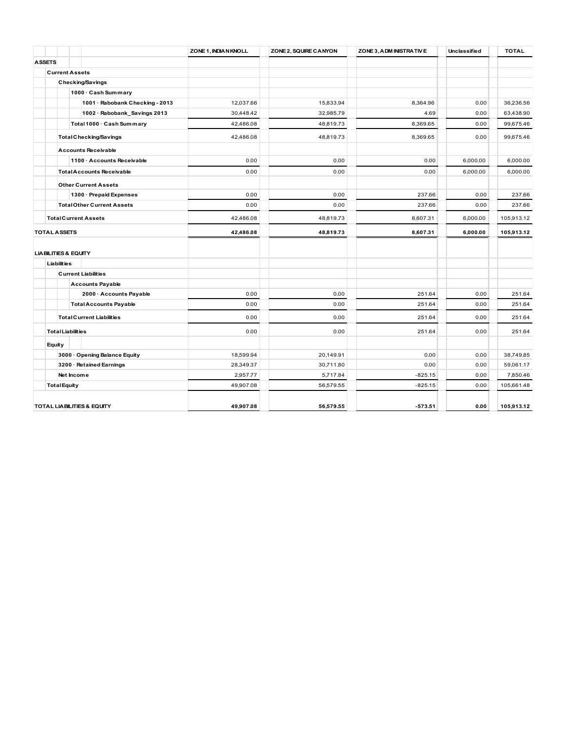| | ZONE 1, INDIAN KNOLL | ZONE 2, SQUIRE CANYON | ZONE 3, ADMINISTRATIVE | Unclassified | TOTAL |
|---|---|---|---|---|---|
| **ASSETS** | | | | | |
| **Current Assets** | | | | | |
| **Checking/Savings** | | | | | |
| **1000 · Cash Summary** | | | | | |
| **1001 · Rabobank Checking - 2013** | 12,037.66 | 15,833.94 | 8,364.96 | 0.00 | 36,236.56 |
| **1002 · Rabobank_Savings 2013** | 30,448.42 | 32,985.79 | 4.69 | 0.00 | 63,438.90 |
| **Total 1000 · Cash Summary** | 42,486.08 | 48,819.73 | 8,369.65 | 0.00 | 99,675.46 |
| **Total Checking/Savings** | 42,486.08 | 48,819.73 | 8,369.65 | 0.00 | 99,675.46 |
| **Accounts Receivable** | | | | | |
| **1100 · Accounts Receivable** | 0.00 | 0.00 | 0.00 | 6,000.00 | 6,000.00 |
| **Total Accounts Receivable** | 0.00 | 0.00 | 0.00 | 6,000.00 | 6,000.00 |
| **Other Current Assets** | | | | | |
| **1300 · Prepaid Expenses** | 0.00 | 0.00 | 237.66 | 0.00 | 237.66 |
| **Total Other Current Assets** | 0.00 | 0.00 | 237.66 | 0.00 | 237.66 |
| **Total Current Assets** | 42,486.08 | 48,819.73 | 8,607.31 | 6,000.00 | 105,913.12 |
| **TOTAL ASSETS** | **42,486.08** | **48,819.73** | **8,607.31** | **6,000.00** | **105,913.12** |
| **LIABILITIES & EQUITY** | | | | | |
| **Liabilities** | | | | | |
| **Current Liabilities** | | | | | |
| **Accounts Payable** | | | | | |
| **2000 · Accounts Payable** | 0.00 | 0.00 | 251.64 | 0.00 | 251.64 |
| **Total Accounts Payable** | 0.00 | 0.00 | 251.64 | 0.00 | 251.64 |
| **Total Current Liabilities** | 0.00 | 0.00 | 251.64 | 0.00 | 251.64 |
| **Total Liabilities** | 0.00 | 0.00 | 251.64 | 0.00 | 251.64 |
| **Equity** | | | | | |
| **3000 · Opening Balance Equity** | 18,599.94 | 20,149.91 | 0.00 | 0.00 | 38,749.85 |
| **3200 · Retained Earnings** | 28,349.37 | 30,711.80 | 0.00 | 0.00 | 59,061.17 |
| **Net Income** | 2,957.77 | 5,717.84 | -825.15 | 0.00 | 7,850.46 |
| **Total Equity** | 49,907.08 | 56,579.55 | -825.15 | 0.00 | 105,661.48 |
| **TOTAL LIABILITIES & EQUITY** | **49,907.08** | **56,579.55** | **-573.51** | **0.00** | **105,913.12** |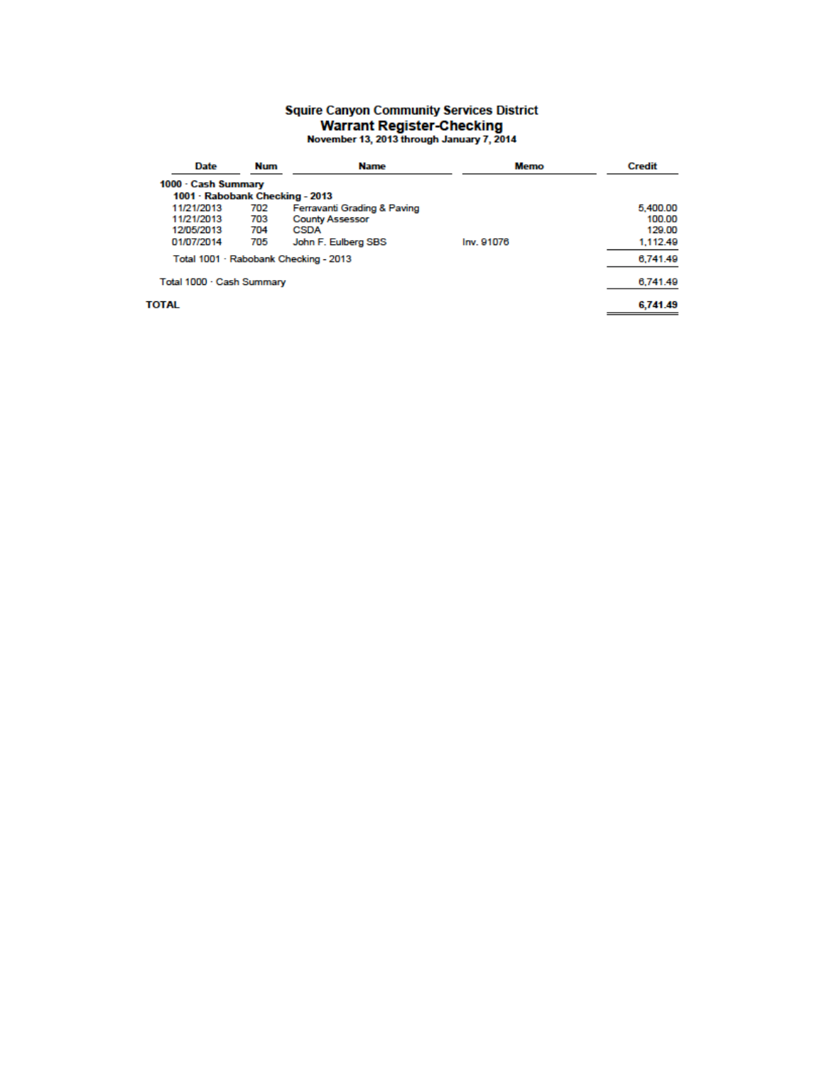# Squire Canyon Community Services District

## Warrant Register-Checking

**November 13, 2013 through January 7, 2014**

| Date | Num | Name | Memo | Credit |
|---|---|---|---|---|
| **1000 · Cash Summary** | | | | |
| **1001 · Rabobank Checking - 2013** | | | | |
| 11/21/2013 | 702 | Ferravanti Grading & Paving | | 5,400.00 |
| 11/21/2013 | 703 | County Assessor | | 100.00 |
| 12/05/2013 | 704 | CSDA | | 129.00 |
| 01/07/2014 | 705 | John F. Eulberg SBS | Inv. 91076 | 1,112.49 |
| Total 1001 · Rabobank Checking - 2013 | | | | 6,741.49 |
| Total 1000 · Cash Summary | | | | 6,741.49 |
| **TOTAL** | | | | **6,741.49** |